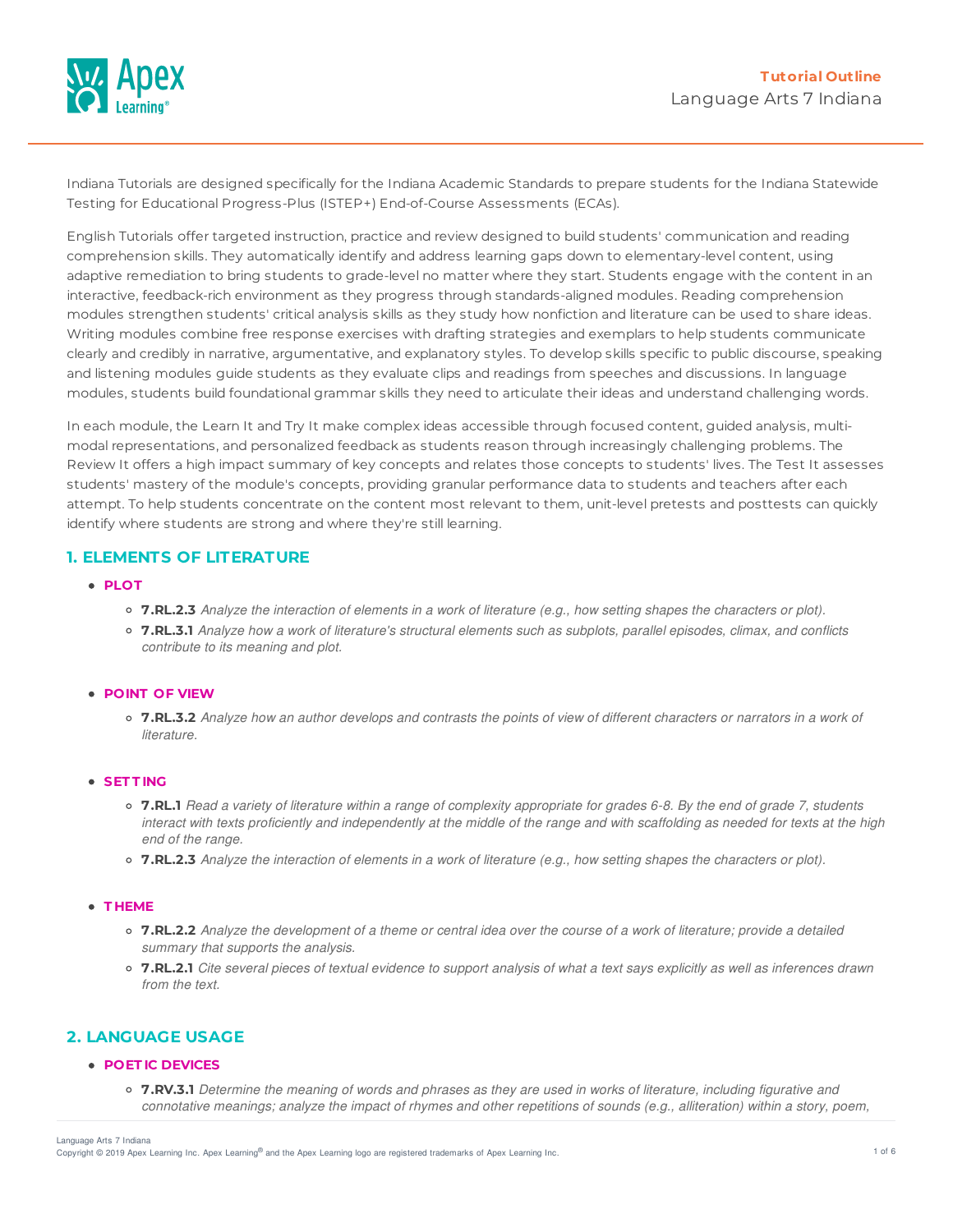**Tutorial Outline**

Language Arts 7 Indiana

Indiana Tutorials are designed specifically for the Indiana Academic Standards to prepare students for the Indiana Statewide Testing for Educational Progress-Plus (ISTEP+) End-of-Course Assessments (ECAs).

English Tutorials offer targeted instruction, practice and review designed to build students' communication and reading comprehension skills. They automatically identify and address learning gaps down to elementary-level content, using adaptive remediation to bring students to grade-level no matter where they start. Students engage with the content in an interactive, feedback-rich environment as they progress through standards-aligned modules. Reading comprehension modules strengthen students' critical analysis skills as they study how nonfiction and literature can be used to share ideas. Writing modules combine free response exercises with drafting strategies and exemplars to help students communicate clearly and credibly in narrative, argumentative, and explanatory styles. To develop skills specific to public discourse, speaking and listening modules guide students as they evaluate clips and readings from speeches and discussions. In language modules, students build foundational grammar skills they need to articulate their ideas and understand challenging words.

In each module, the Learn It and Try It make complex ideas accessible through focused content, guided analysis, multi-modal representations, and personalized feedback as students reason through increasingly challenging problems. The Review It offers a high impact summary of key concepts and relates those concepts to students' lives. The Test It assesses students' mastery of the module's concepts, providing granular performance data to students and teachers after each attempt. To help students concentrate on the content most relevant to them, unit-level pretests and posttests can quickly identify where students are strong and where they're still learning.

## 1. ELEMENTS OF LITERATURE

- **PLOT**
  - **7.RL.2.3** *Analyze the interaction of elements in a work of literature (e.g., how setting shapes the characters or plot).*
  - **7.RL.3.1** *Analyze how a work of literature's structural elements such as subplots, parallel episodes, climax, and conflicts contribute to its meaning and plot.*

- **POINT OF VIEW**
  - **7.RL.3.2** *Analyze how an author develops and contrasts the points of view of different characters or narrators in a work of literature.*

- **SETTING**
  - **7.RL.1** *Read a variety of literature within a range of complexity appropriate for grades 6-8. By the end of grade 7, students interact with texts proficiently and independently at the middle of the range and with scaffolding as needed for texts at the high end of the range.*
  - **7.RL.2.3** *Analyze the interaction of elements in a work of literature (e.g., how setting shapes the characters or plot).*

- **THEME**
  - **7.RL.2.2** *Analyze the development of a theme or central idea over the course of a work of literature; provide a detailed summary that supports the analysis.*
  - **7.RL.2.1** *Cite several pieces of textual evidence to support analysis of what a text says explicitly as well as inferences drawn from the text.*

## 2. LANGUAGE USAGE

- **POETIC DEVICES**
  - **7.RV.3.1** *Determine the meaning of words and phrases as they are used in works of literature, including figurative and connotative meanings; analyze the impact of rhymes and other repetitions of sounds (e.g., alliteration) within a story, poem,*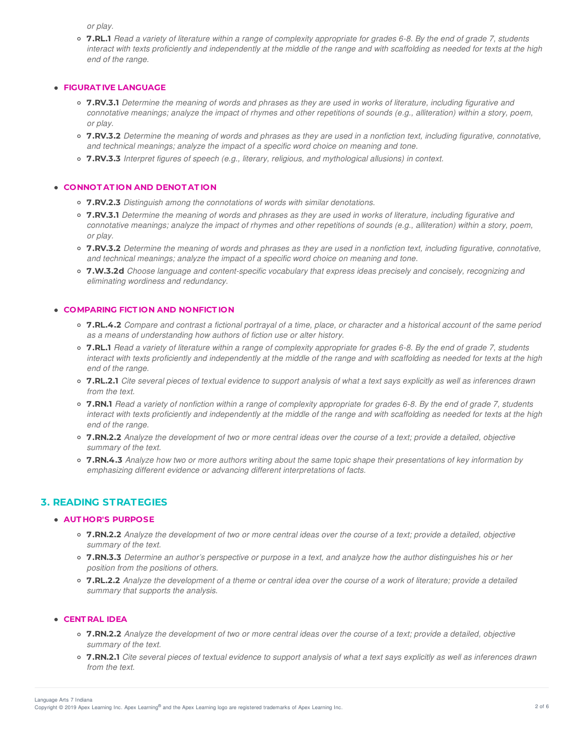or play.

- **7.RL.1** *Read a variety of literature within a range of complexity appropriate for grades 6-8. By the end of grade 7, students interact with texts proficiently and independently at the middle of the range and with scaffolding as needed for texts at the high end of the range.*

- **FIGURATIVE LANGUAGE**
  - **7.RV.3.1** *Determine the meaning of words and phrases as they are used in works of literature, including figurative and connotative meanings; analyze the impact of rhymes and other repetitions of sounds (e.g., alliteration) within a story, poem, or play.*
  - **7.RV.3.2** *Determine the meaning of words and phrases as they are used in a nonfiction text, including figurative, connotative, and technical meanings; analyze the impact of a specific word choice on meaning and tone.*
  - **7.RV.3.3** *Interpret figures of speech (e.g., literary, religious, and mythological allusions) in context.*

- **CONNOTATION AND DENOTATION**
  - **7.RV.2.3** *Distinguish among the connotations of words with similar denotations.*
  - **7.RV.3.1** *Determine the meaning of words and phrases as they are used in works of literature, including figurative and connotative meanings; analyze the impact of rhymes and other repetitions of sounds (e.g., alliteration) within a story, poem, or play.*
  - **7.RV.3.2** *Determine the meaning of words and phrases as they are used in a nonfiction text, including figurative, connotative, and technical meanings; analyze the impact of a specific word choice on meaning and tone.*
  - **7.W.3.2d** *Choose language and content-specific vocabulary that express ideas precisely and concisely, recognizing and eliminating wordiness and redundancy.*

- **COMPARING FICTION AND NONFICTION**
  - **7.RL.4.2** *Compare and contrast a fictional portrayal of a time, place, or character and a historical account of the same period as a means of understanding how authors of fiction use or alter history.*
  - **7.RL.1** *Read a variety of literature within a range of complexity appropriate for grades 6-8. By the end of grade 7, students interact with texts proficiently and independently at the middle of the range and with scaffolding as needed for texts at the high end of the range.*
  - **7.RL.2.1** *Cite several pieces of textual evidence to support analysis of what a text says explicitly as well as inferences drawn from the text.*
  - **7.RN.1** *Read a variety of nonfiction within a range of complexity appropriate for grades 6-8. By the end of grade 7, students interact with texts proficiently and independently at the middle of the range and with scaffolding as needed for texts at the high end of the range.*
  - **7.RN.2.2** *Analyze the development of two or more central ideas over the course of a text; provide a detailed, objective summary of the text.*
  - **7.RN.4.3** *Analyze how two or more authors writing about the same topic shape their presentations of key information by emphasizing different evidence or advancing different interpretations of facts.*

## 3. READING STRATEGIES

- **AUTHOR'S PURPOSE**
  - **7.RN.2.2** *Analyze the development of two or more central ideas over the course of a text; provide a detailed, objective summary of the text.*
  - **7.RN.3.3** *Determine an author's perspective or purpose in a text, and analyze how the author distinguishes his or her position from the positions of others.*
  - **7.RL.2.2** *Analyze the development of a theme or central idea over the course of a work of literature; provide a detailed summary that supports the analysis.*

- **CENTRAL IDEA**
  - **7.RN.2.2** *Analyze the development of two or more central ideas over the course of a text; provide a detailed, objective summary of the text.*
  - **7.RN.2.1** *Cite several pieces of textual evidence to support analysis of what a text says explicitly as well as inferences drawn from the text.*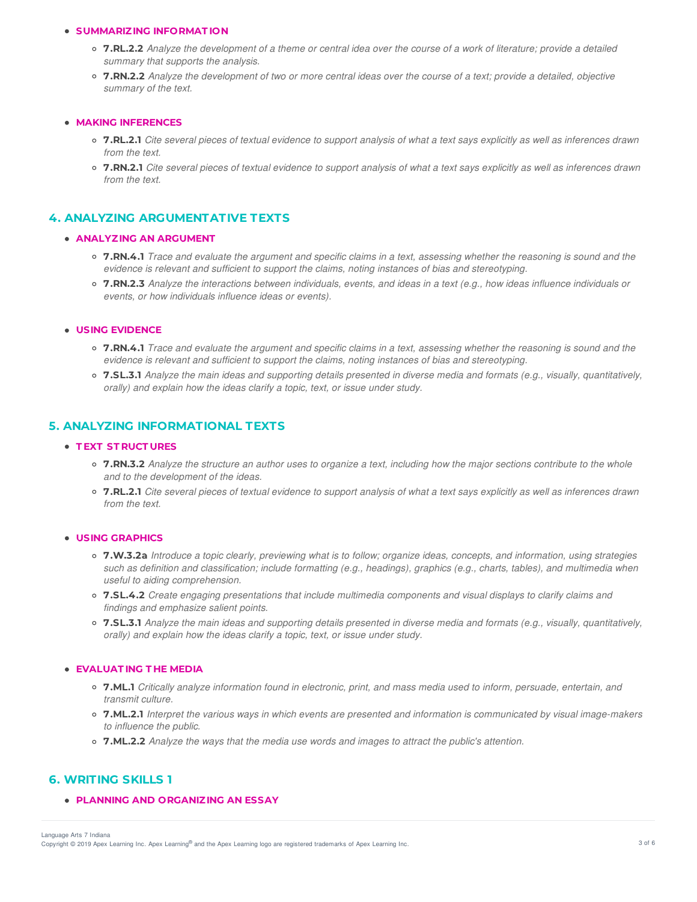- **SUMMARIZING INFORMATION**
  - **7.RL.2.2** *Analyze the development of a theme or central idea over the course of a work of literature; provide a detailed summary that supports the analysis.*
  - **7.RN.2.2** *Analyze the development of two or more central ideas over the course of a text; provide a detailed, objective summary of the text.*

- **MAKING INFERENCES**
  - **7.RL.2.1** *Cite several pieces of textual evidence to support analysis of what a text says explicitly as well as inferences drawn from the text.*
  - **7.RN.2.1** *Cite several pieces of textual evidence to support analysis of what a text says explicitly as well as inferences drawn from the text.*

## 4. ANALYZING ARGUMENTATIVE TEXTS

- **ANALYZING AN ARGUMENT**
  - **7.RN.4.1** *Trace and evaluate the argument and specific claims in a text, assessing whether the reasoning is sound and the evidence is relevant and sufficient to support the claims, noting instances of bias and stereotyping.*
  - **7.RN.2.3** *Analyze the interactions between individuals, events, and ideas in a text (e.g., how ideas influence individuals or events, or how individuals influence ideas or events).*

- **USING EVIDENCE**
  - **7.RN.4.1** *Trace and evaluate the argument and specific claims in a text, assessing whether the reasoning is sound and the evidence is relevant and sufficient to support the claims, noting instances of bias and stereotyping.*
  - **7.SL.3.1** *Analyze the main ideas and supporting details presented in diverse media and formats (e.g., visually, quantitatively, orally) and explain how the ideas clarify a topic, text, or issue under study.*

## 5. ANALYZING INFORMATIONAL TEXTS

- **TEXT STRUCTURES**
  - **7.RN.3.2** *Analyze the structure an author uses to organize a text, including how the major sections contribute to the whole and to the development of the ideas.*
  - **7.RL.2.1** *Cite several pieces of textual evidence to support analysis of what a text says explicitly as well as inferences drawn from the text.*

- **USING GRAPHICS**
  - **7.W.3.2a** *Introduce a topic clearly, previewing what is to follow; organize ideas, concepts, and information, using strategies such as definition and classification; include formatting (e.g., headings), graphics (e.g., charts, tables), and multimedia when useful to aiding comprehension.*
  - **7.SL.4.2** *Create engaging presentations that include multimedia components and visual displays to clarify claims and findings and emphasize salient points.*
  - **7.SL.3.1** *Analyze the main ideas and supporting details presented in diverse media and formats (e.g., visually, quantitatively, orally) and explain how the ideas clarify a topic, text, or issue under study.*

- **EVALUATING THE MEDIA**
  - **7.ML.1** *Critically analyze information found in electronic, print, and mass media used to inform, persuade, entertain, and transmit culture.*
  - **7.ML.2.1** *Interpret the various ways in which events are presented and information is communicated by visual image-makers to influence the public.*
  - **7.ML.2.2** *Analyze the ways that the media use words and images to attract the public's attention.*

## 6. WRITING SKILLS 1

- **PLANNING AND ORGANIZING AN ESSAY**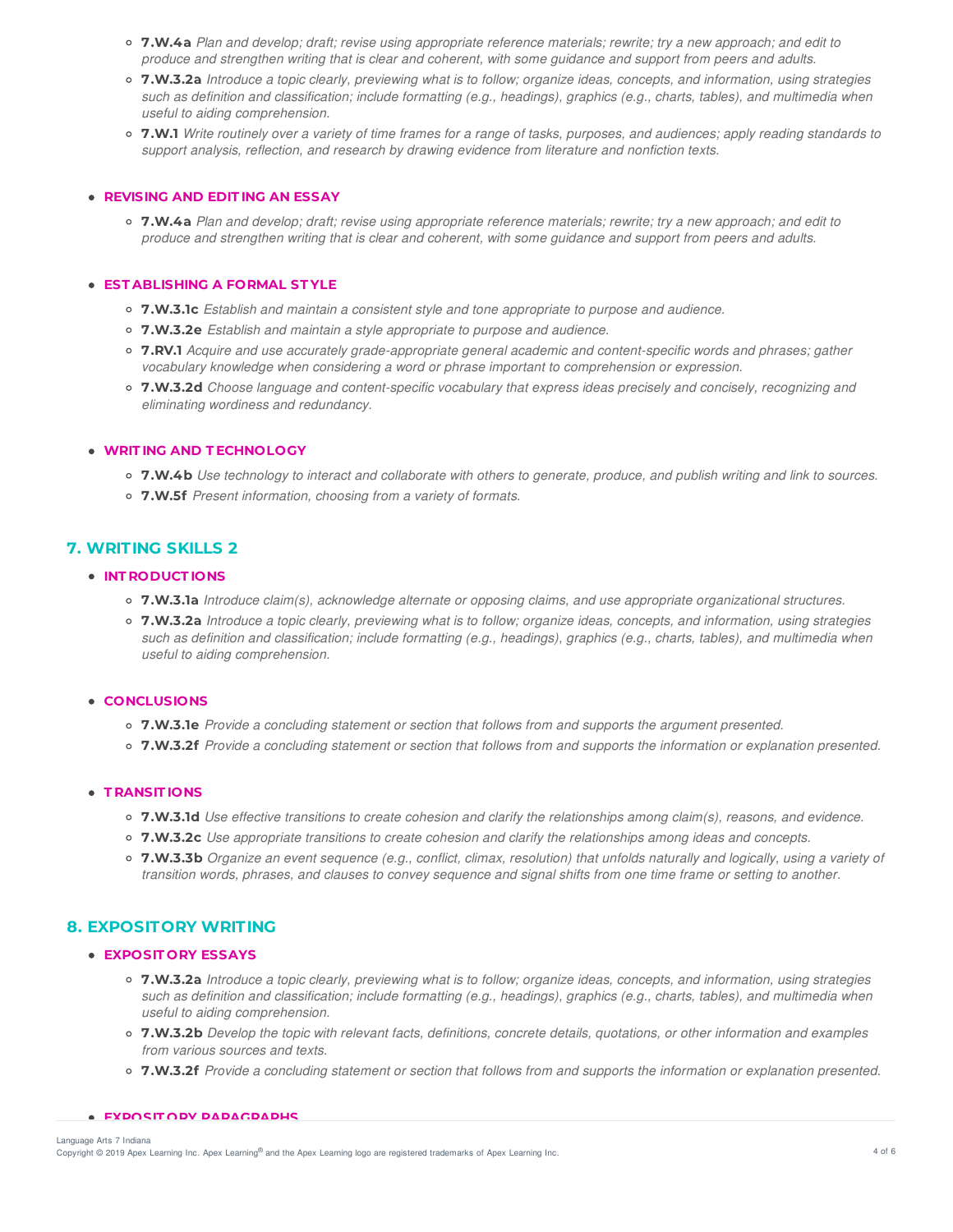- **7.W.4a** *Plan and develop; draft; revise using appropriate reference materials; rewrite; try a new approach; and edit to produce and strengthen writing that is clear and coherent, with some guidance and support from peers and adults.*
- **7.W.3.2a** *Introduce a topic clearly, previewing what is to follow; organize ideas, concepts, and information, using strategies such as definition and classification; include formatting (e.g., headings), graphics (e.g., charts, tables), and multimedia when useful to aiding comprehension.*
- **7.W.1** *Write routinely over a variety of time frames for a range of tasks, purposes, and audiences; apply reading standards to support analysis, reflection, and research by drawing evidence from literature and nonfiction texts.*

- **REVISING AND EDITING AN ESSAY**
  - **7.W.4a** *Plan and develop; draft; revise using appropriate reference materials; rewrite; try a new approach; and edit to produce and strengthen writing that is clear and coherent, with some guidance and support from peers and adults.*

- **ESTABLISHING A FORMAL STYLE**
  - **7.W.3.1c** *Establish and maintain a consistent style and tone appropriate to purpose and audience.*
  - **7.W.3.2e** *Establish and maintain a style appropriate to purpose and audience.*
  - **7.RV.1** *Acquire and use accurately grade-appropriate general academic and content-specific words and phrases; gather vocabulary knowledge when considering a word or phrase important to comprehension or expression.*
  - **7.W.3.2d** *Choose language and content-specific vocabulary that express ideas precisely and concisely, recognizing and eliminating wordiness and redundancy.*

- **WRITING AND TECHNOLOGY**
  - **7.W.4b** *Use technology to interact and collaborate with others to generate, produce, and publish writing and link to sources.*
  - **7.W.5f** *Present information, choosing from a variety of formats.*

## 7. WRITING SKILLS 2

- **INTRODUCTIONS**
  - **7.W.3.1a** *Introduce claim(s), acknowledge alternate or opposing claims, and use appropriate organizational structures.*
  - **7.W.3.2a** *Introduce a topic clearly, previewing what is to follow; organize ideas, concepts, and information, using strategies such as definition and classification; include formatting (e.g., headings), graphics (e.g., charts, tables), and multimedia when useful to aiding comprehension.*

- **CONCLUSIONS**
  - **7.W.3.1e** *Provide a concluding statement or section that follows from and supports the argument presented.*
  - **7.W.3.2f** *Provide a concluding statement or section that follows from and supports the information or explanation presented.*

- **TRANSITIONS**
  - **7.W.3.1d** *Use effective transitions to create cohesion and clarify the relationships among claim(s), reasons, and evidence.*
  - **7.W.3.2c** *Use appropriate transitions to create cohesion and clarify the relationships among ideas and concepts.*
  - **7.W.3.3b** *Organize an event sequence (e.g., conflict, climax, resolution) that unfolds naturally and logically, using a variety of transition words, phrases, and clauses to convey sequence and signal shifts from one time frame or setting to another.*

## 8. EXPOSITORY WRITING

- **EXPOSITORY ESSAYS**
  - **7.W.3.2a** *Introduce a topic clearly, previewing what is to follow; organize ideas, concepts, and information, using strategies such as definition and classification; include formatting (e.g., headings), graphics (e.g., charts, tables), and multimedia when useful to aiding comprehension.*
  - **7.W.3.2b** *Develop the topic with relevant facts, definitions, concrete details, quotations, or other information and examples from various sources and texts.*
  - **7.W.3.2f** *Provide a concluding statement or section that follows from and supports the information or explanation presented.*

- **EXPOSITORY PARAGRAPHS**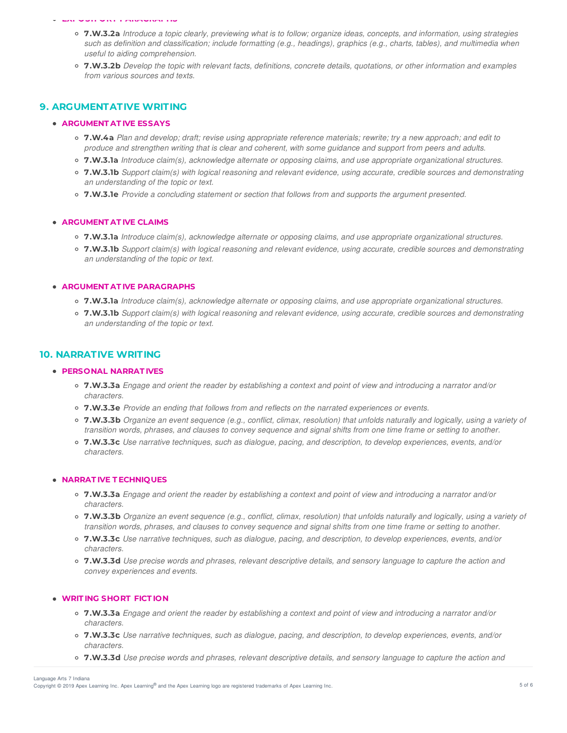- **EXPOSITORY PARAGRAPHS**
  - **7.W.3.2a** *Introduce a topic clearly, previewing what is to follow; organize ideas, concepts, and information, using strategies such as definition and classification; include formatting (e.g., headings), graphics (e.g., charts, tables), and multimedia when useful to aiding comprehension.*
  - **7.W.3.2b** *Develop the topic with relevant facts, definitions, concrete details, quotations, or other information and examples from various sources and texts.*

## 9. ARGUMENTATIVE WRITING

- **ARGUMENTATIVE ESSAYS**
  - **7.W.4a** *Plan and develop; draft; revise using appropriate reference materials; rewrite; try a new approach; and edit to produce and strengthen writing that is clear and coherent, with some guidance and support from peers and adults.*
  - **7.W.3.1a** *Introduce claim(s), acknowledge alternate or opposing claims, and use appropriate organizational structures.*
  - **7.W.3.1b** *Support claim(s) with logical reasoning and relevant evidence, using accurate, credible sources and demonstrating an understanding of the topic or text.*
  - **7.W.3.1e** *Provide a concluding statement or section that follows from and supports the argument presented.*

- **ARGUMENTATIVE CLAIMS**
  - **7.W.3.1a** *Introduce claim(s), acknowledge alternate or opposing claims, and use appropriate organizational structures.*
  - **7.W.3.1b** *Support claim(s) with logical reasoning and relevant evidence, using accurate, credible sources and demonstrating an understanding of the topic or text.*

- **ARGUMENTATIVE PARAGRAPHS**
  - **7.W.3.1a** *Introduce claim(s), acknowledge alternate or opposing claims, and use appropriate organizational structures.*
  - **7.W.3.1b** *Support claim(s) with logical reasoning and relevant evidence, using accurate, credible sources and demonstrating an understanding of the topic or text.*

## 10. NARRATIVE WRITING

- **PERSONAL NARRATIVES**
  - **7.W.3.3a** *Engage and orient the reader by establishing a context and point of view and introducing a narrator and/or characters.*
  - **7.W.3.3e** *Provide an ending that follows from and reflects on the narrated experiences or events.*
  - **7.W.3.3b** *Organize an event sequence (e.g., conflict, climax, resolution) that unfolds naturally and logically, using a variety of transition words, phrases, and clauses to convey sequence and signal shifts from one time frame or setting to another.*
  - **7.W.3.3c** *Use narrative techniques, such as dialogue, pacing, and description, to develop experiences, events, and/or characters.*

- **NARRATIVE TECHNIQUES**
  - **7.W.3.3a** *Engage and orient the reader by establishing a context and point of view and introducing a narrator and/or characters.*
  - **7.W.3.3b** *Organize an event sequence (e.g., conflict, climax, resolution) that unfolds naturally and logically, using a variety of transition words, phrases, and clauses to convey sequence and signal shifts from one time frame or setting to another.*
  - **7.W.3.3c** *Use narrative techniques, such as dialogue, pacing, and description, to develop experiences, events, and/or characters.*
  - **7.W.3.3d** *Use precise words and phrases, relevant descriptive details, and sensory language to capture the action and convey experiences and events.*

- **WRITING SHORT FICTION**
  - **7.W.3.3a** *Engage and orient the reader by establishing a context and point of view and introducing a narrator and/or characters.*
  - **7.W.3.3c** *Use narrative techniques, such as dialogue, pacing, and description, to develop experiences, events, and/or characters.*
  - **7.W.3.3d** *Use precise words and phrases, relevant descriptive details, and sensory language to capture the action and*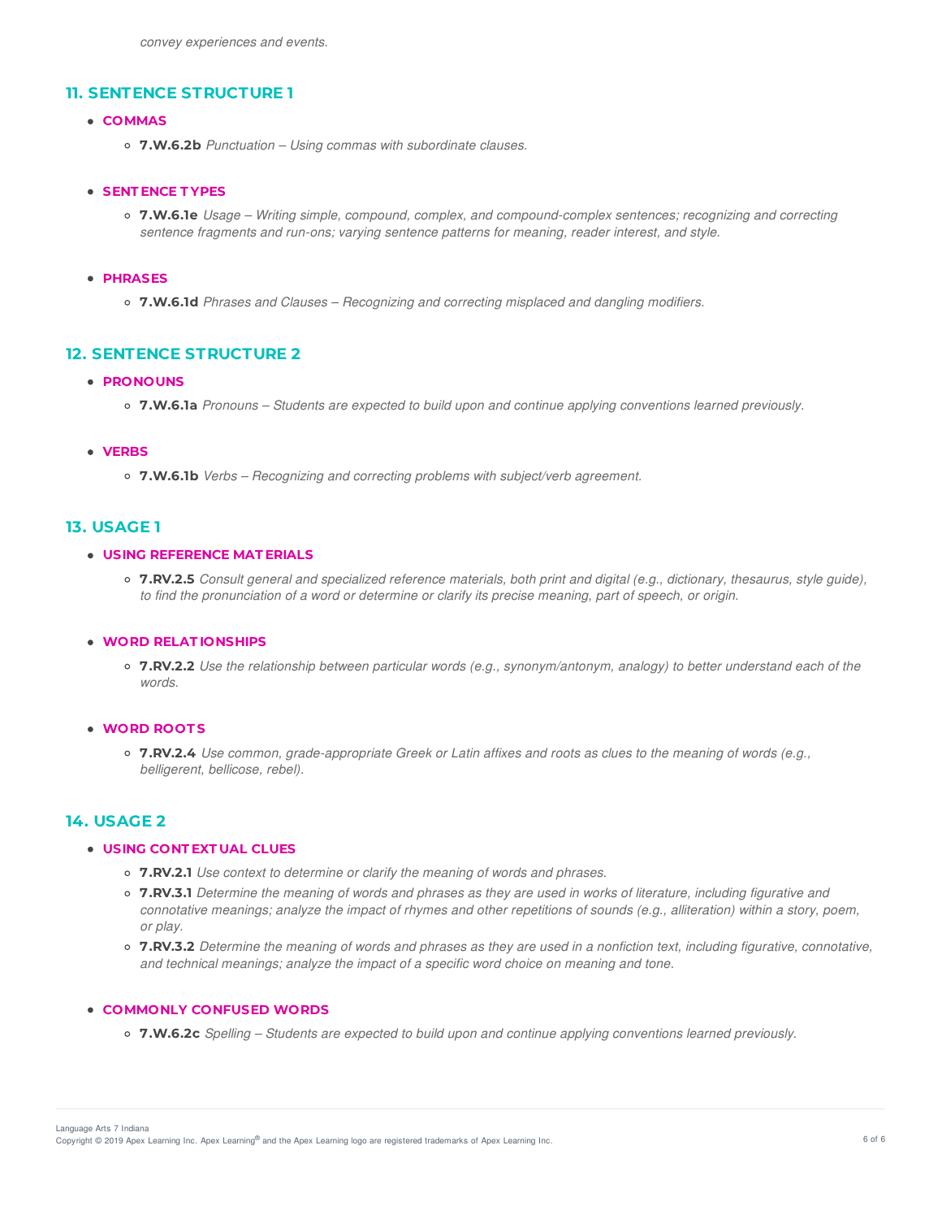*convey experiences and events.*

## 11. SENTENCE STRUCTURE 1

- **COMMAS**
  - **7.W.6.2b** *Punctuation – Using commas with subordinate clauses.*

- **SENTENCE TYPES**
  - **7.W.6.1e** *Usage – Writing simple, compound, complex, and compound-complex sentences; recognizing and correcting sentence fragments and run-ons; varying sentence patterns for meaning, reader interest, and style.*

- **PHRASES**
  - **7.W.6.1d** *Phrases and Clauses – Recognizing and correcting misplaced and dangling modifiers.*

## 12. SENTENCE STRUCTURE 2

- **PRONOUNS**
  - **7.W.6.1a** *Pronouns – Students are expected to build upon and continue applying conventions learned previously.*

- **VERBS**
  - **7.W.6.1b** *Verbs – Recognizing and correcting problems with subject/verb agreement.*

## 13. USAGE 1

- **USING REFERENCE MATERIALS**
  - **7.RV.2.5** *Consult general and specialized reference materials, both print and digital (e.g., dictionary, thesaurus, style guide), to find the pronunciation of a word or determine or clarify its precise meaning, part of speech, or origin.*

- **WORD RELATIONSHIPS**
  - **7.RV.2.2** *Use the relationship between particular words (e.g., synonym/antonym, analogy) to better understand each of the words.*

- **WORD ROOTS**
  - **7.RV.2.4** *Use common, grade-appropriate Greek or Latin affixes and roots as clues to the meaning of words (e.g., belligerent, bellicose, rebel).*

## 14. USAGE 2

- **USING CONTEXTUAL CLUES**
  - **7.RV.2.1** *Use context to determine or clarify the meaning of words and phrases.*
  - **7.RV.3.1** *Determine the meaning of words and phrases as they are used in works of literature, including figurative and connotative meanings; analyze the impact of rhymes and other repetitions of sounds (e.g., alliteration) within a story, poem, or play.*
  - **7.RV.3.2** *Determine the meaning of words and phrases as they are used in a nonfiction text, including figurative, connotative, and technical meanings; analyze the impact of a specific word choice on meaning and tone.*

- **COMMONLY CONFUSED WORDS**
  - **7.W.6.2c** *Spelling – Students are expected to build upon and continue applying conventions learned previously.*